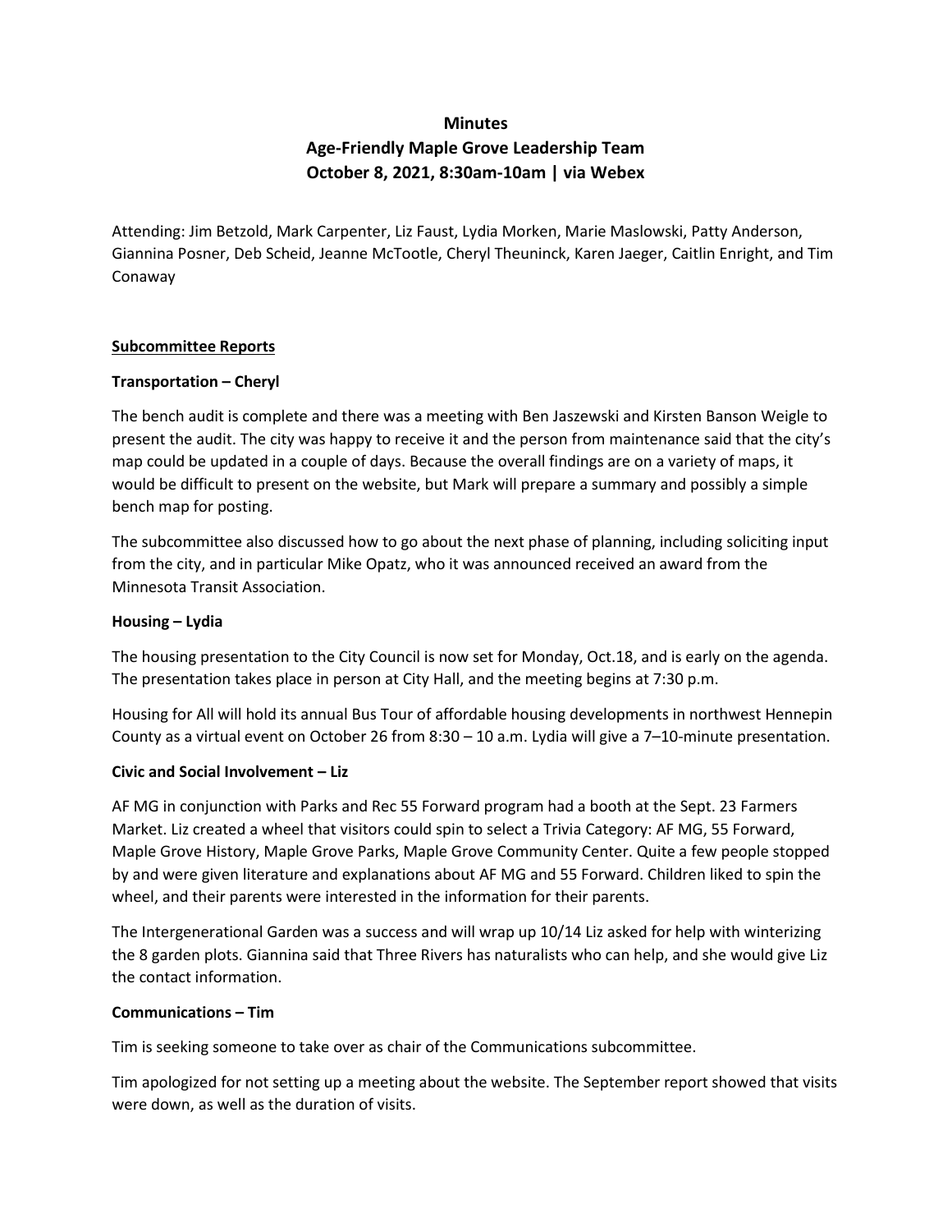# Minutes
## Age-Friendly Maple Grove Leadership Team
## October 8, 2021, 8:30am-10am | via Webex

Attending: Jim Betzold, Mark Carpenter, Liz Faust, Lydia Morken, Marie Maslowski, Patty Anderson, Giannina Posner, Deb Scheid, Jeanne McTootle, Cheryl Theuninck, Karen Jaeger, Caitlin Enright, and Tim Conaway

## Subcommittee Reports

### Transportation – Cheryl

The bench audit is complete and there was a meeting with Ben Jaszewski and Kirsten Banson Weigle to present the audit. The city was happy to receive it and the person from maintenance said that the city's map could be updated in a couple of days. Because the overall findings are on a variety of maps, it would be difficult to present on the website, but Mark will prepare a summary and possibly a simple bench map for posting.

The subcommittee also discussed how to go about the next phase of planning, including soliciting input from the city, and in particular Mike Opatz, who it was announced received an award from the Minnesota Transit Association.

### Housing – Lydia

The housing presentation to the City Council is now set for Monday, Oct.18, and is early on the agenda. The presentation takes place in person at City Hall, and the meeting begins at 7:30 p.m.

Housing for All will hold its annual Bus Tour of affordable housing developments in northwest Hennepin County as a virtual event on October 26 from 8:30 – 10 a.m. Lydia will give a 7–10-minute presentation.

### Civic and Social Involvement – Liz

AF MG in conjunction with Parks and Rec 55 Forward program had a booth at the Sept. 23 Farmers Market. Liz created a wheel that visitors could spin to select a Trivia Category: AF MG, 55 Forward, Maple Grove History, Maple Grove Parks, Maple Grove Community Center. Quite a few people stopped by and were given literature and explanations about AF MG and 55 Forward. Children liked to spin the wheel, and their parents were interested in the information for their parents.

The Intergenerational Garden was a success and will wrap up 10/14 Liz asked for help with winterizing the 8 garden plots. Giannina said that Three Rivers has naturalists who can help, and she would give Liz the contact information.

### Communications – Tim

Tim is seeking someone to take over as chair of the Communications subcommittee.

Tim apologized for not setting up a meeting about the website. The September report showed that visits were down, as well as the duration of visits.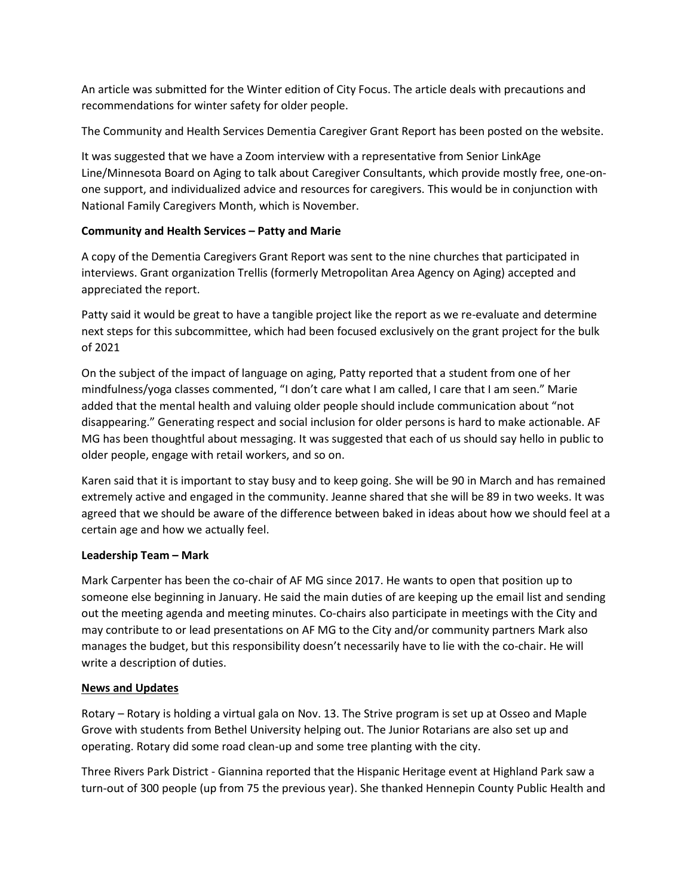An article was submitted for the Winter edition of City Focus. The article deals with precautions and recommendations for winter safety for older people.

The Community and Health Services Dementia Caregiver Grant Report has been posted on the website.

It was suggested that we have a Zoom interview with a representative from Senior LinkAge Line/Minnesota Board on Aging to talk about Caregiver Consultants, which provide mostly free, one-on-one support, and individualized advice and resources for caregivers. This would be in conjunction with National Family Caregivers Month, which is November.

**Community and Health Services – Patty and Marie**

A copy of the Dementia Caregivers Grant Report was sent to the nine churches that participated in interviews. Grant organization Trellis (formerly Metropolitan Area Agency on Aging) accepted and appreciated the report.

Patty said it would be great to have a tangible project like the report as we re-evaluate and determine next steps for this subcommittee, which had been focused exclusively on the grant project for the bulk of 2021

On the subject of the impact of language on aging, Patty reported that a student from one of her mindfulness/yoga classes commented, "I don't care what I am called, I care that I am seen." Marie added that the mental health and valuing older people should include communication about "not disappearing." Generating respect and social inclusion for older persons is hard to make actionable. AF MG has been thoughtful about messaging. It was suggested that each of us should say hello in public to older people, engage with retail workers, and so on.

Karen said that it is important to stay busy and to keep going. She will be 90 in March and has remained extremely active and engaged in the community. Jeanne shared that she will be 89 in two weeks. It was agreed that we should be aware of the difference between baked in ideas about how we should feel at a certain age and how we actually feel.

**Leadership Team – Mark**

Mark Carpenter has been the co-chair of AF MG since 2017. He wants to open that position up to someone else beginning in January. He said the main duties of are keeping up the email list and sending out the meeting agenda and meeting minutes. Co-chairs also participate in meetings with the City and may contribute to or lead presentations on AF MG to the City and/or community partners Mark also manages the budget, but this responsibility doesn't necessarily have to lie with the co-chair. He will write a description of duties.

**News and Updates**

Rotary – Rotary is holding a virtual gala on Nov. 13. The Strive program is set up at Osseo and Maple Grove with students from Bethel University helping out. The Junior Rotarians are also set up and operating. Rotary did some road clean-up and some tree planting with the city.

Three Rivers Park District - Giannina reported that the Hispanic Heritage event at Highland Park saw a turn-out of 300 people (up from 75 the previous year). She thanked Hennepin County Public Health and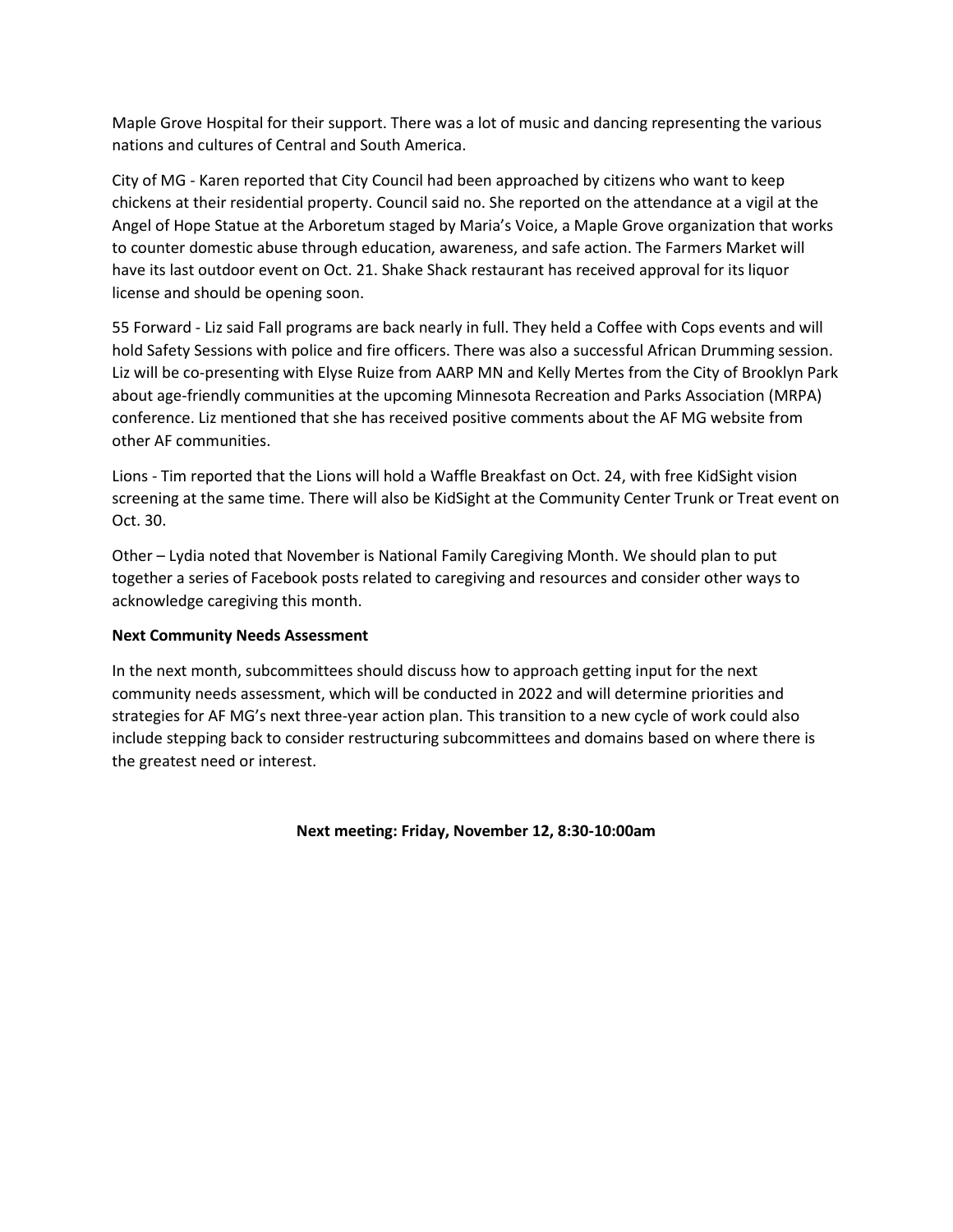Maple Grove Hospital for their support. There was a lot of music and dancing representing the various nations and cultures of Central and South America.

City of MG - Karen reported that City Council had been approached by citizens who want to keep chickens at their residential property. Council said no. She reported on the attendance at a vigil at the Angel of Hope Statue at the Arboretum staged by Maria's Voice, a Maple Grove organization that works to counter domestic abuse through education, awareness, and safe action. The Farmers Market will have its last outdoor event on Oct. 21. Shake Shack restaurant has received approval for its liquor license and should be opening soon.

55 Forward - Liz said Fall programs are back nearly in full. They held a Coffee with Cops events and will hold Safety Sessions with police and fire officers. There was also a successful African Drumming session. Liz will be co-presenting with Elyse Ruize from AARP MN and Kelly Mertes from the City of Brooklyn Park about age-friendly communities at the upcoming Minnesota Recreation and Parks Association (MRPA) conference. Liz mentioned that she has received positive comments about the AF MG website from other AF communities.

Lions - Tim reported that the Lions will hold a Waffle Breakfast on Oct. 24, with free KidSight vision screening at the same time. There will also be KidSight at the Community Center Trunk or Treat event on Oct. 30.

Other – Lydia noted that November is National Family Caregiving Month. We should plan to put together a series of Facebook posts related to caregiving and resources and consider other ways to acknowledge caregiving this month.

**Next Community Needs Assessment**

In the next month, subcommittees should discuss how to approach getting input for the next community needs assessment, which will be conducted in 2022 and will determine priorities and strategies for AF MG's next three-year action plan. This transition to a new cycle of work could also include stepping back to consider restructuring subcommittees and domains based on where there is the greatest need or interest.

**Next meeting: Friday, November 12, 8:30-10:00am**